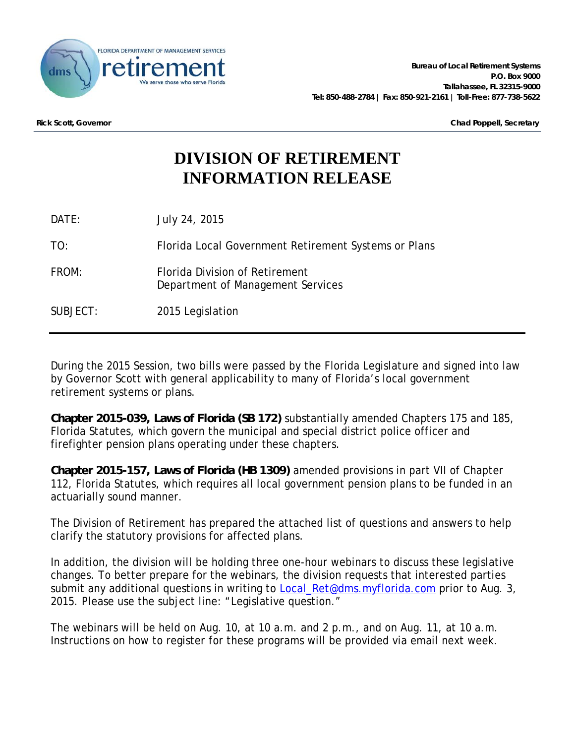FLORIDA DEPARTMENT OF MANAGEMENT SERVICES
dms retirement
We serve those who serve Florida

**Bureau of Local Retirement Systems**
**P.O. Box 9000**
**Tallahassee, FL 32315-9000**
**Tel: 850-488-2784 | Fax: 850-921-2161 | Toll-Free: 877-738-5622**

**Rick Scott, Governor** **Chad Poppell, Secretary**

# DIVISION OF RETIREMENT INFORMATION RELEASE

| | |
|---|---|
| DATE: | July 24, 2015 |
| TO: | Florida Local Government Retirement Systems or Plans |
| FROM: | Florida Division of Retirement<br>Department of Management Services |
| SUBJECT: | 2015 Legislation |

---

During the 2015 Session, two bills were passed by the Florida Legislature and signed into law by Governor Scott with general applicability to many of Florida's local government retirement systems or plans.

**Chapter 2015-039, Laws of Florida (SB 172)** substantially amended Chapters 175 and 185, Florida Statutes, which govern the municipal and special district police officer and firefighter pension plans operating under these chapters.

**Chapter 2015-157, Laws of Florida (HB 1309)** amended provisions in part VII of Chapter 112, Florida Statutes, which requires all local government pension plans to be funded in an actuarially sound manner.

The Division of Retirement has prepared the attached list of questions and answers to help clarify the statutory provisions for affected plans.

In addition, the division will be holding three one-hour webinars to discuss these legislative changes. To better prepare for the webinars, the division requests that interested parties submit any additional questions in writing to Local_Ret@dms.myflorida.com prior to Aug. 3, 2015. Please use the subject line: "Legislative question."

The webinars will be held on Aug. 10, at 10 a.m. and 2 p.m., and on Aug. 11, at 10 a.m. Instructions on how to register for these programs will be provided via email next week.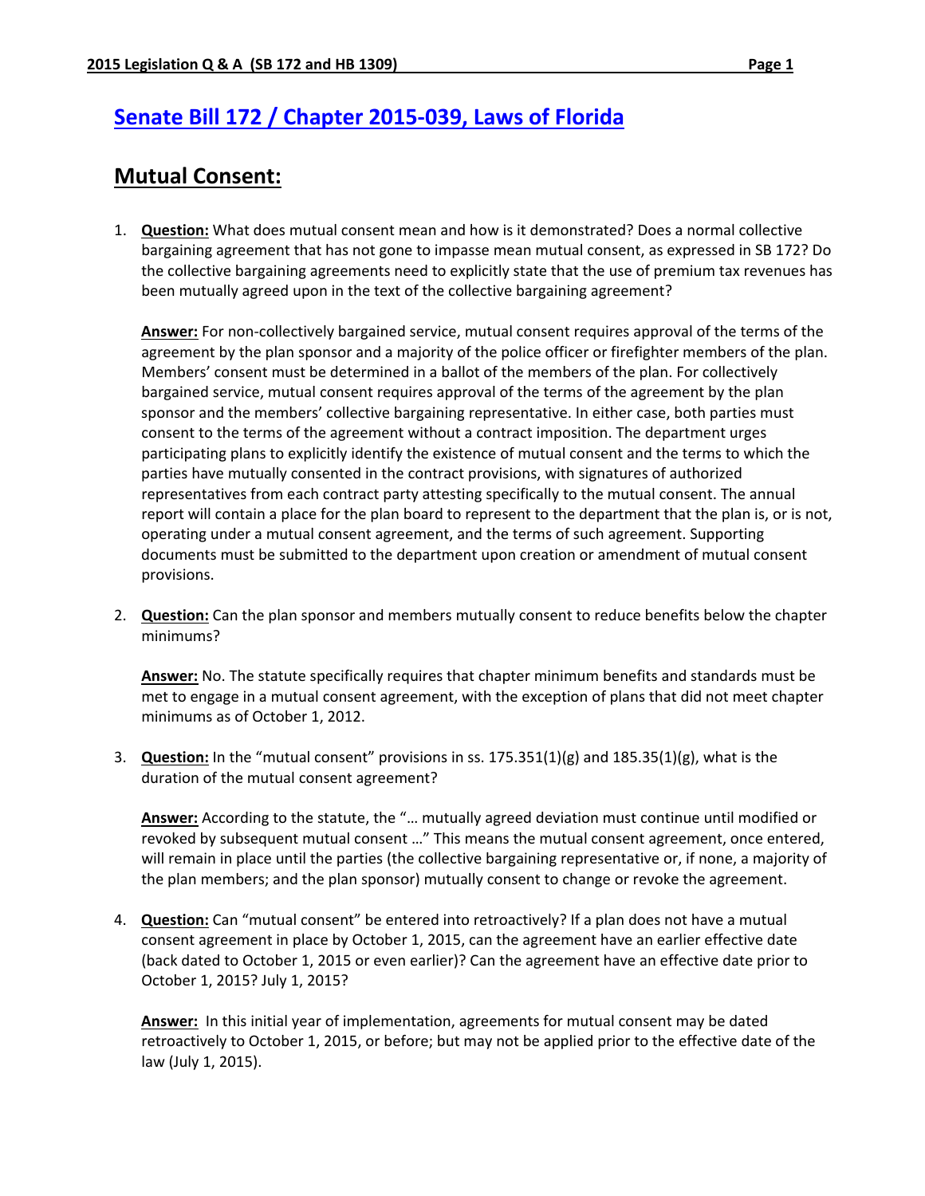## [Senate Bill 172 / Chapter 2015-039, Laws of Florida]

## Mutual Consent:

1. **Question:** What does mutual consent mean and how is it demonstrated? Does a normal collective bargaining agreement that has not gone to impasse mean mutual consent, as expressed in SB 172? Do the collective bargaining agreements need to explicitly state that the use of premium tax revenues has been mutually agreed upon in the text of the collective bargaining agreement?

   **Answer:** For non-collectively bargained service, mutual consent requires approval of the terms of the agreement by the plan sponsor and a majority of the police officer or firefighter members of the plan. Members' consent must be determined in a ballot of the members of the plan. For collectively bargained service, mutual consent requires approval of the terms of the agreement by the plan sponsor and the members' collective bargaining representative. In either case, both parties must consent to the terms of the agreement without a contract imposition. The department urges participating plans to explicitly identify the existence of mutual consent and the terms to which the parties have mutually consented in the contract provisions, with signatures of authorized representatives from each contract party attesting specifically to the mutual consent. The annual report will contain a place for the plan board to represent to the department that the plan is, or is not, operating under a mutual consent agreement, and the terms of such agreement. Supporting documents must be submitted to the department upon creation or amendment of mutual consent provisions.

2. **Question:** Can the plan sponsor and members mutually consent to reduce benefits below the chapter minimums?

   **Answer:** No. The statute specifically requires that chapter minimum benefits and standards must be met to engage in a mutual consent agreement, with the exception of plans that did not meet chapter minimums as of October 1, 2012.

3. **Question:** In the "mutual consent" provisions in ss. 175.351(1)(g) and 185.35(1)(g), what is the duration of the mutual consent agreement?

   **Answer:** According to the statute, the "… mutually agreed deviation must continue until modified or revoked by subsequent mutual consent …" This means the mutual consent agreement, once entered, will remain in place until the parties (the collective bargaining representative or, if none, a majority of the plan members; and the plan sponsor) mutually consent to change or revoke the agreement.

4. **Question:** Can "mutual consent" be entered into retroactively? If a plan does not have a mutual consent agreement in place by October 1, 2015, can the agreement have an earlier effective date (back dated to October 1, 2015 or even earlier)? Can the agreement have an effective date prior to October 1, 2015? July 1, 2015?

   **Answer:** In this initial year of implementation, agreements for mutual consent may be dated retroactively to October 1, 2015, or before; but may not be applied prior to the effective date of the law (July 1, 2015).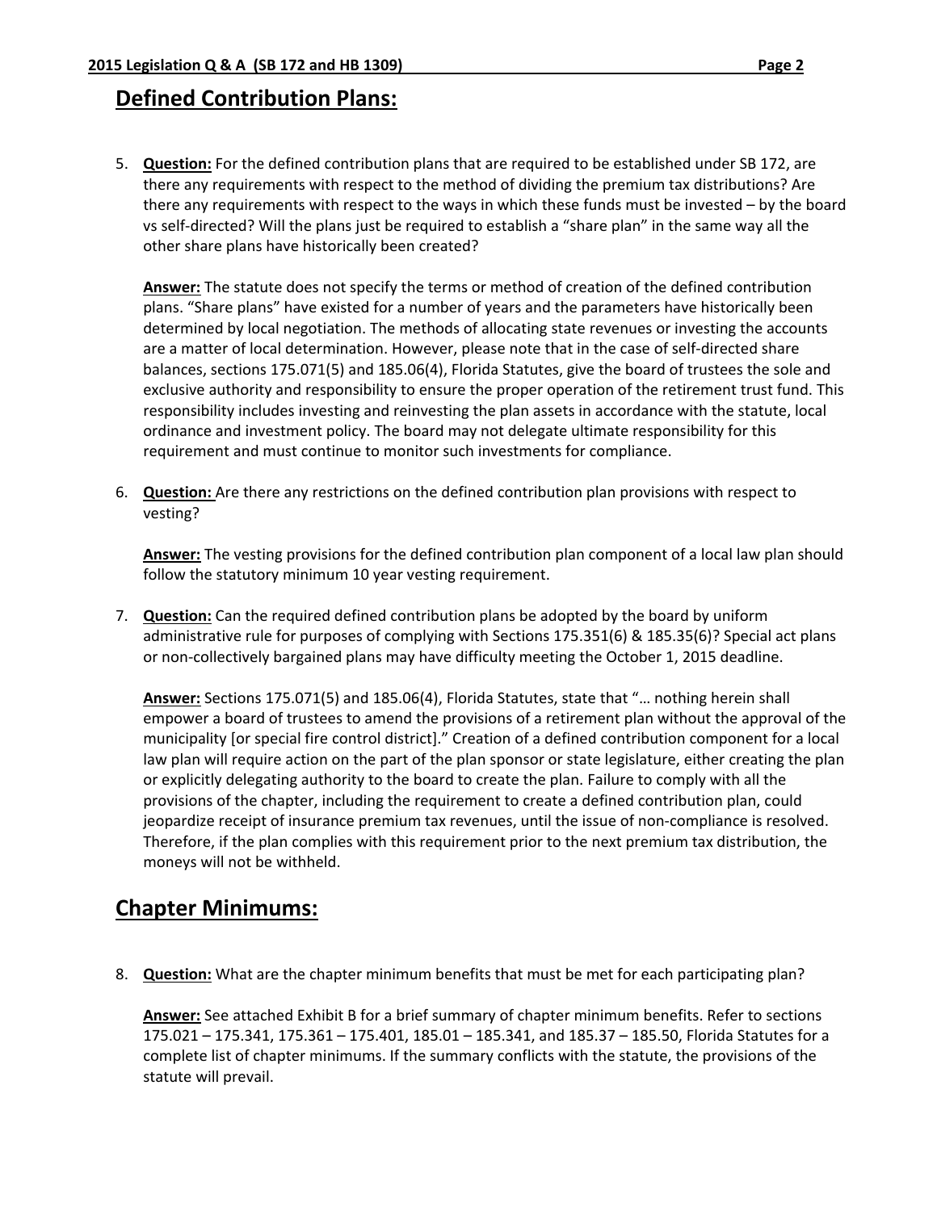## Defined Contribution Plans:

5. **Question:** For the defined contribution plans that are required to be established under SB 172, are there any requirements with respect to the method of dividing the premium tax distributions? Are there any requirements with respect to the ways in which these funds must be invested – by the board vs self-directed? Will the plans just be required to establish a "share plan" in the same way all the other share plans have historically been created?

   **Answer:** The statute does not specify the terms or method of creation of the defined contribution plans. "Share plans" have existed for a number of years and the parameters have historically been determined by local negotiation. The methods of allocating state revenues or investing the accounts are a matter of local determination. However, please note that in the case of self-directed share balances, sections 175.071(5) and 185.06(4), Florida Statutes, give the board of trustees the sole and exclusive authority and responsibility to ensure the proper operation of the retirement trust fund. This responsibility includes investing and reinvesting the plan assets in accordance with the statute, local ordinance and investment policy. The board may not delegate ultimate responsibility for this requirement and must continue to monitor such investments for compliance.

6. **Question:** Are there any restrictions on the defined contribution plan provisions with respect to vesting?

   **Answer:** The vesting provisions for the defined contribution plan component of a local law plan should follow the statutory minimum 10 year vesting requirement.

7. **Question:** Can the required defined contribution plans be adopted by the board by uniform administrative rule for purposes of complying with Sections 175.351(6) & 185.35(6)? Special act plans or non-collectively bargained plans may have difficulty meeting the October 1, 2015 deadline.

   **Answer:** Sections 175.071(5) and 185.06(4), Florida Statutes, state that "… nothing herein shall empower a board of trustees to amend the provisions of a retirement plan without the approval of the municipality [or special fire control district]." Creation of a defined contribution component for a local law plan will require action on the part of the plan sponsor or state legislature, either creating the plan or explicitly delegating authority to the board to create the plan. Failure to comply with all the provisions of the chapter, including the requirement to create a defined contribution plan, could jeopardize receipt of insurance premium tax revenues, until the issue of non-compliance is resolved. Therefore, if the plan complies with this requirement prior to the next premium tax distribution, the moneys will not be withheld.

## Chapter Minimums:

8. **Question:** What are the chapter minimum benefits that must be met for each participating plan?

   **Answer:** See attached Exhibit B for a brief summary of chapter minimum benefits. Refer to sections 175.021 – 175.341, 175.361 – 175.401, 185.01 – 185.341, and 185.37 – 185.50, Florida Statutes for a complete list of chapter minimums. If the summary conflicts with the statute, the provisions of the statute will prevail.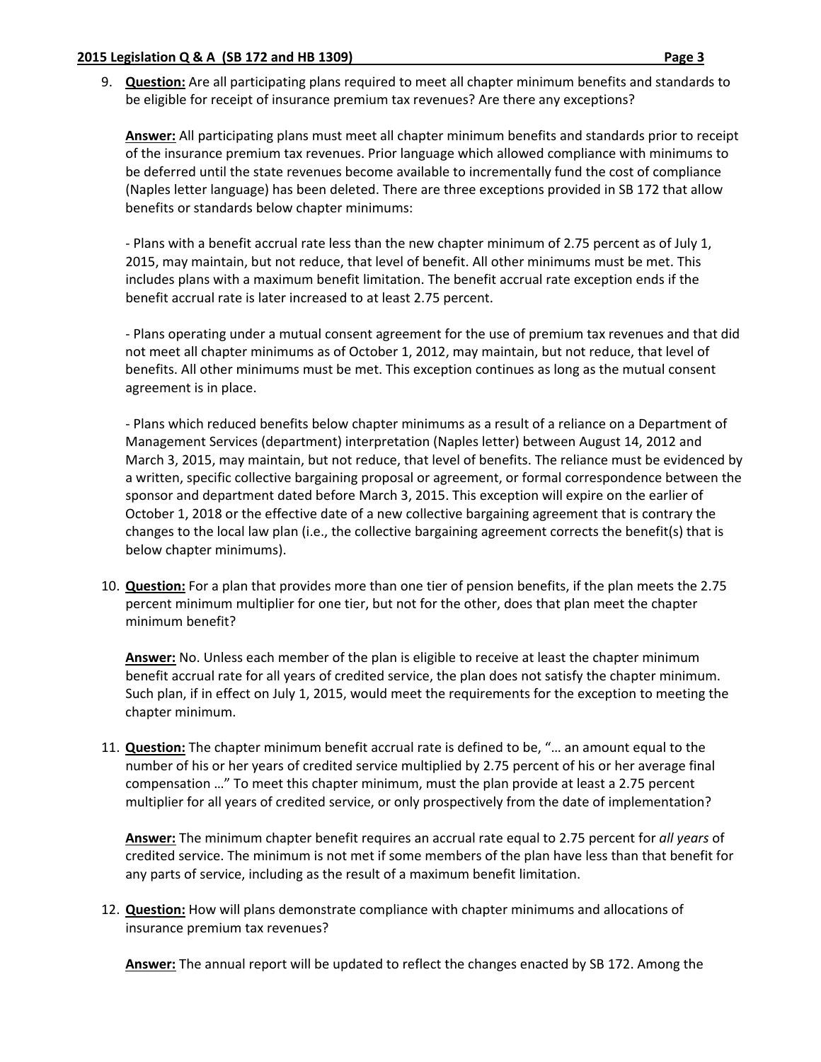9. **Question:** Are all participating plans required to meet all chapter minimum benefits and standards to be eligible for receipt of insurance premium tax revenues? Are there any exceptions?

   **Answer:** All participating plans must meet all chapter minimum benefits and standards prior to receipt of the insurance premium tax revenues. Prior language which allowed compliance with minimums to be deferred until the state revenues become available to incrementally fund the cost of compliance (Naples letter language) has been deleted. There are three exceptions provided in SB 172 that allow benefits or standards below chapter minimums:

   - Plans with a benefit accrual rate less than the new chapter minimum of 2.75 percent as of July 1, 2015, may maintain, but not reduce, that level of benefit. All other minimums must be met. This includes plans with a maximum benefit limitation. The benefit accrual rate exception ends if the benefit accrual rate is later increased to at least 2.75 percent.

   - Plans operating under a mutual consent agreement for the use of premium tax revenues and that did not meet all chapter minimums as of October 1, 2012, may maintain, but not reduce, that level of benefits. All other minimums must be met. This exception continues as long as the mutual consent agreement is in place.

   - Plans which reduced benefits below chapter minimums as a result of a reliance on a Department of Management Services (department) interpretation (Naples letter) between August 14, 2012 and March 3, 2015, may maintain, but not reduce, that level of benefits. The reliance must be evidenced by a written, specific collective bargaining proposal or agreement, or formal correspondence between the sponsor and department dated before March 3, 2015. This exception will expire on the earlier of October 1, 2018 or the effective date of a new collective bargaining agreement that is contrary the changes to the local law plan (i.e., the collective bargaining agreement corrects the benefit(s) that is below chapter minimums).

10. **Question:** For a plan that provides more than one tier of pension benefits, if the plan meets the 2.75 percent minimum multiplier for one tier, but not for the other, does that plan meet the chapter minimum benefit?

    **Answer:** No. Unless each member of the plan is eligible to receive at least the chapter minimum benefit accrual rate for all years of credited service, the plan does not satisfy the chapter minimum. Such plan, if in effect on July 1, 2015, would meet the requirements for the exception to meeting the chapter minimum.

11. **Question:** The chapter minimum benefit accrual rate is defined to be, "… an amount equal to the number of his or her years of credited service multiplied by 2.75 percent of his or her average final compensation …" To meet this chapter minimum, must the plan provide at least a 2.75 percent multiplier for all years of credited service, or only prospectively from the date of implementation?

    **Answer:** The minimum chapter benefit requires an accrual rate equal to 2.75 percent for *all years* of credited service. The minimum is not met if some members of the plan have less than that benefit for any parts of service, including as the result of a maximum benefit limitation.

12. **Question:** How will plans demonstrate compliance with chapter minimums and allocations of insurance premium tax revenues?

    **Answer:** The annual report will be updated to reflect the changes enacted by SB 172. Among the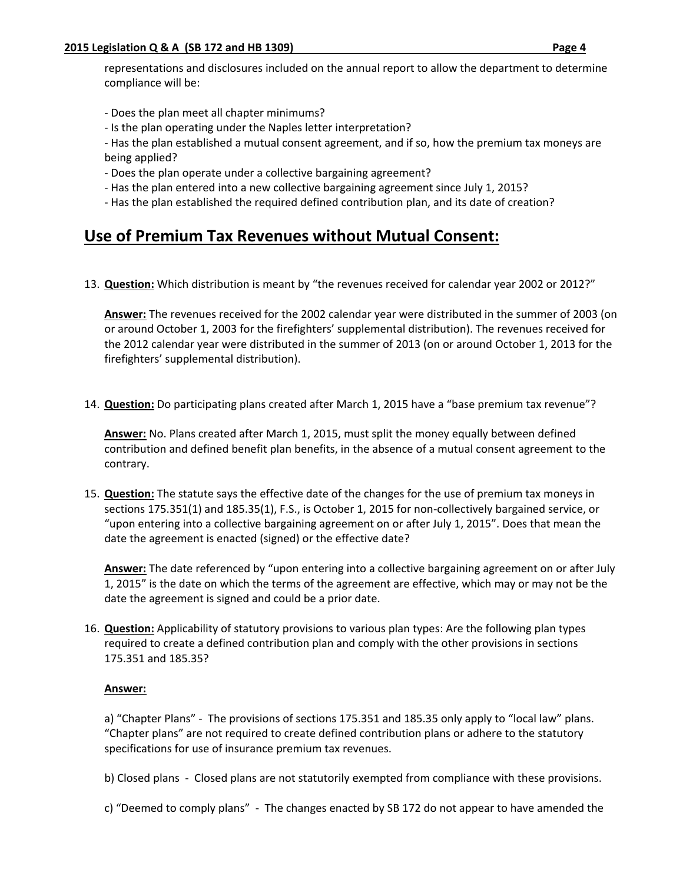representations and disclosures included on the annual report to allow the department to determine compliance will be:

- Does the plan meet all chapter minimums?
- Is the plan operating under the Naples letter interpretation?
- Has the plan established a mutual consent agreement, and if so, how the premium tax moneys are being applied?
- Does the plan operate under a collective bargaining agreement?
- Has the plan entered into a new collective bargaining agreement since July 1, 2015?
- Has the plan established the required defined contribution plan, and its date of creation?

## Use of Premium Tax Revenues without Mutual Consent:

13. **Question:** Which distribution is meant by "the revenues received for calendar year 2002 or 2012?"

    **Answer:** The revenues received for the 2002 calendar year were distributed in the summer of 2003 (on or around October 1, 2003 for the firefighters' supplemental distribution). The revenues received for the 2012 calendar year were distributed in the summer of 2013 (on or around October 1, 2013 for the firefighters' supplemental distribution).

14. **Question:** Do participating plans created after March 1, 2015 have a "base premium tax revenue"?

    **Answer:** No. Plans created after March 1, 2015, must split the money equally between defined contribution and defined benefit plan benefits, in the absence of a mutual consent agreement to the contrary.

15. **Question:** The statute says the effective date of the changes for the use of premium tax moneys in sections 175.351(1) and 185.35(1), F.S., is October 1, 2015 for non-collectively bargained service, or "upon entering into a collective bargaining agreement on or after July 1, 2015". Does that mean the date the agreement is enacted (signed) or the effective date?

    **Answer:** The date referenced by "upon entering into a collective bargaining agreement on or after July 1, 2015" is the date on which the terms of the agreement are effective, which may or may not be the date the agreement is signed and could be a prior date.

16. **Question:** Applicability of statutory provisions to various plan types: Are the following plan types required to create a defined contribution plan and comply with the other provisions in sections 175.351 and 185.35?

    **Answer:**

    a) "Chapter Plans" - The provisions of sections 175.351 and 185.35 only apply to "local law" plans. "Chapter plans" are not required to create defined contribution plans or adhere to the statutory specifications for use of insurance premium tax revenues.

    b) Closed plans - Closed plans are not statutorily exempted from compliance with these provisions.

    c) "Deemed to comply plans" - The changes enacted by SB 172 do not appear to have amended the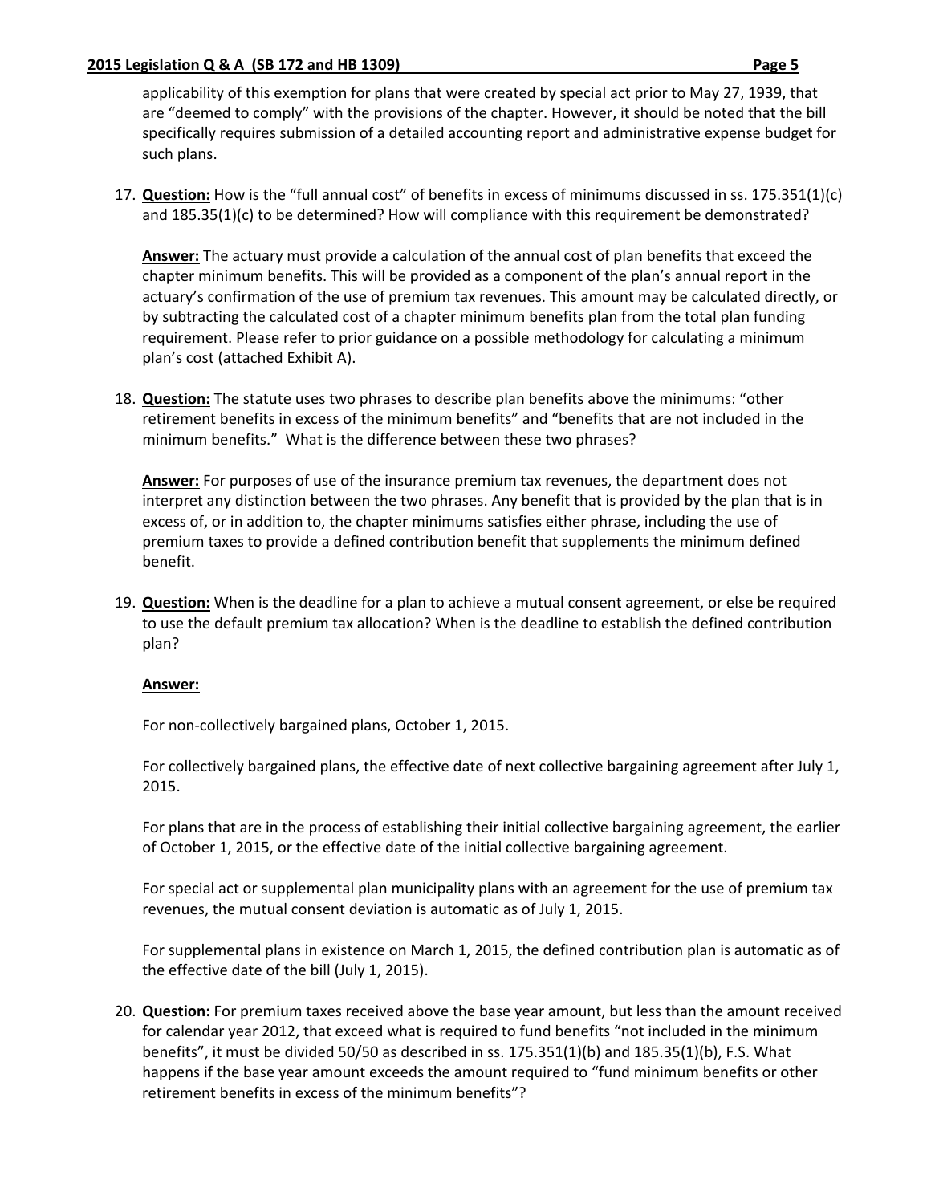applicability of this exemption for plans that were created by special act prior to May 27, 1939, that are "deemed to comply" with the provisions of the chapter. However, it should be noted that the bill specifically requires submission of a detailed accounting report and administrative expense budget for such plans.

17. **Question:** How is the "full annual cost" of benefits in excess of minimums discussed in ss. 175.351(1)(c) and 185.35(1)(c) to be determined? How will compliance with this requirement be demonstrated?

    **Answer:** The actuary must provide a calculation of the annual cost of plan benefits that exceed the chapter minimum benefits. This will be provided as a component of the plan's annual report in the actuary's confirmation of the use of premium tax revenues. This amount may be calculated directly, or by subtracting the calculated cost of a chapter minimum benefits plan from the total plan funding requirement. Please refer to prior guidance on a possible methodology for calculating a minimum plan's cost (attached Exhibit A).

18. **Question:** The statute uses two phrases to describe plan benefits above the minimums: "other retirement benefits in excess of the minimum benefits" and "benefits that are not included in the minimum benefits." What is the difference between these two phrases?

    **Answer:** For purposes of use of the insurance premium tax revenues, the department does not interpret any distinction between the two phrases. Any benefit that is provided by the plan that is in excess of, or in addition to, the chapter minimums satisfies either phrase, including the use of premium taxes to provide a defined contribution benefit that supplements the minimum defined benefit.

19. **Question:** When is the deadline for a plan to achieve a mutual consent agreement, or else be required to use the default premium tax allocation? When is the deadline to establish the defined contribution plan?

    **Answer:**

    For non-collectively bargained plans, October 1, 2015.

    For collectively bargained plans, the effective date of next collective bargaining agreement after July 1, 2015.

    For plans that are in the process of establishing their initial collective bargaining agreement, the earlier of October 1, 2015, or the effective date of the initial collective bargaining agreement.

    For special act or supplemental plan municipality plans with an agreement for the use of premium tax revenues, the mutual consent deviation is automatic as of July 1, 2015.

    For supplemental plans in existence on March 1, 2015, the defined contribution plan is automatic as of the effective date of the bill (July 1, 2015).

20. **Question:** For premium taxes received above the base year amount, but less than the amount received for calendar year 2012, that exceed what is required to fund benefits "not included in the minimum benefits", it must be divided 50/50 as described in ss. 175.351(1)(b) and 185.35(1)(b), F.S. What happens if the base year amount exceeds the amount required to "fund minimum benefits or other retirement benefits in excess of the minimum benefits"?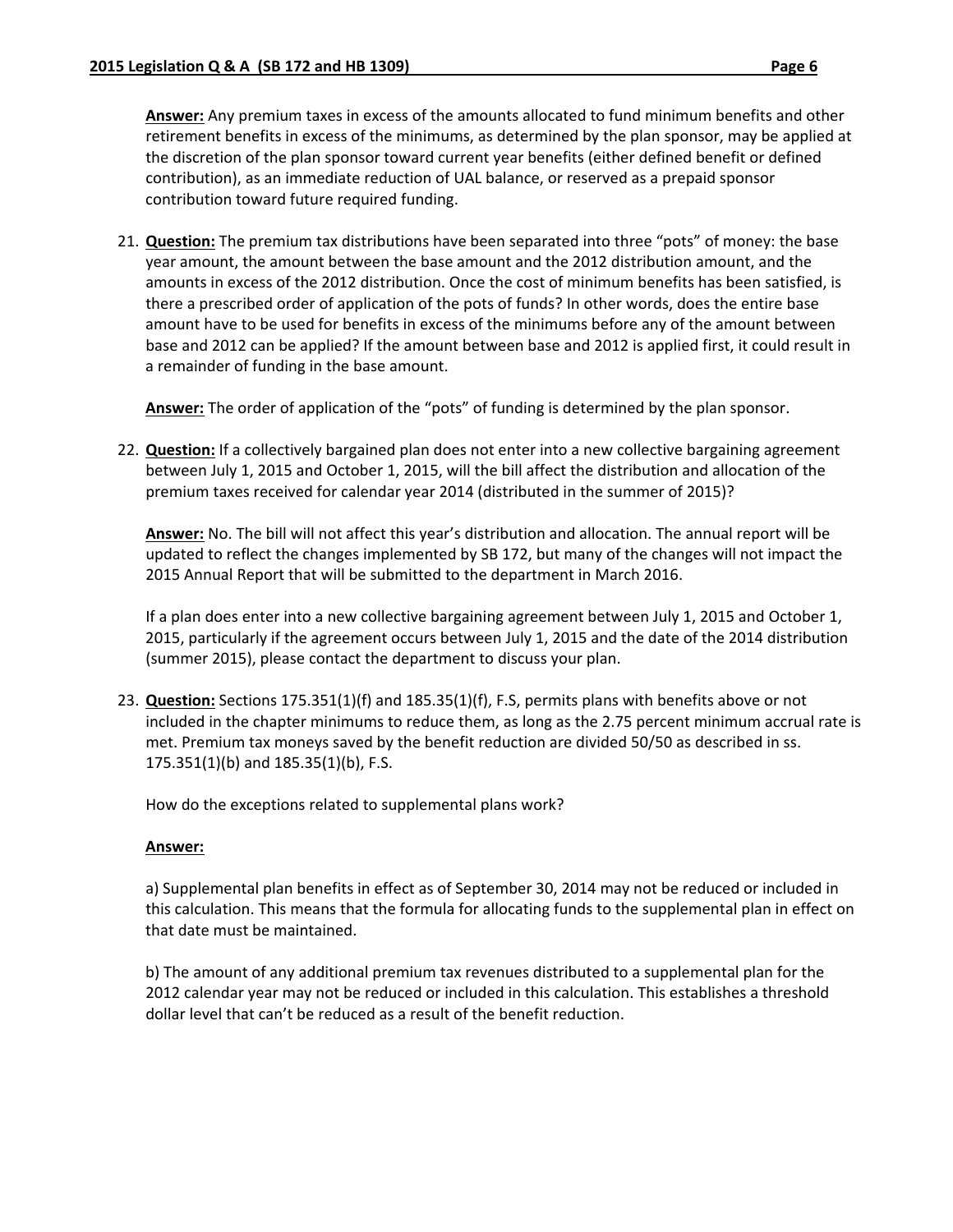**Answer:** Any premium taxes in excess of the amounts allocated to fund minimum benefits and other retirement benefits in excess of the minimums, as determined by the plan sponsor, may be applied at the discretion of the plan sponsor toward current year benefits (either defined benefit or defined contribution), as an immediate reduction of UAL balance, or reserved as a prepaid sponsor contribution toward future required funding.

21. **Question:** The premium tax distributions have been separated into three "pots" of money: the base year amount, the amount between the base amount and the 2012 distribution amount, and the amounts in excess of the 2012 distribution. Once the cost of minimum benefits has been satisfied, is there a prescribed order of application of the pots of funds? In other words, does the entire base amount have to be used for benefits in excess of the minimums before any of the amount between base and 2012 can be applied? If the amount between base and 2012 is applied first, it could result in a remainder of funding in the base amount.

    **Answer:** The order of application of the "pots" of funding is determined by the plan sponsor.

22. **Question:** If a collectively bargained plan does not enter into a new collective bargaining agreement between July 1, 2015 and October 1, 2015, will the bill affect the distribution and allocation of the premium taxes received for calendar year 2014 (distributed in the summer of 2015)?

    **Answer:** No. The bill will not affect this year's distribution and allocation. The annual report will be updated to reflect the changes implemented by SB 172, but many of the changes will not impact the 2015 Annual Report that will be submitted to the department in March 2016.

    If a plan does enter into a new collective bargaining agreement between July 1, 2015 and October 1, 2015, particularly if the agreement occurs between July 1, 2015 and the date of the 2014 distribution (summer 2015), please contact the department to discuss your plan.

23. **Question:** Sections 175.351(1)(f) and 185.35(1)(f), F.S, permits plans with benefits above or not included in the chapter minimums to reduce them, as long as the 2.75 percent minimum accrual rate is met. Premium tax moneys saved by the benefit reduction are divided 50/50 as described in ss. 175.351(1)(b) and 185.35(1)(b), F.S.

    How do the exceptions related to supplemental plans work?

    **Answer:**

    a) Supplemental plan benefits in effect as of September 30, 2014 may not be reduced or included in this calculation. This means that the formula for allocating funds to the supplemental plan in effect on that date must be maintained.

    b) The amount of any additional premium tax revenues distributed to a supplemental plan for the 2012 calendar year may not be reduced or included in this calculation. This establishes a threshold dollar level that can't be reduced as a result of the benefit reduction.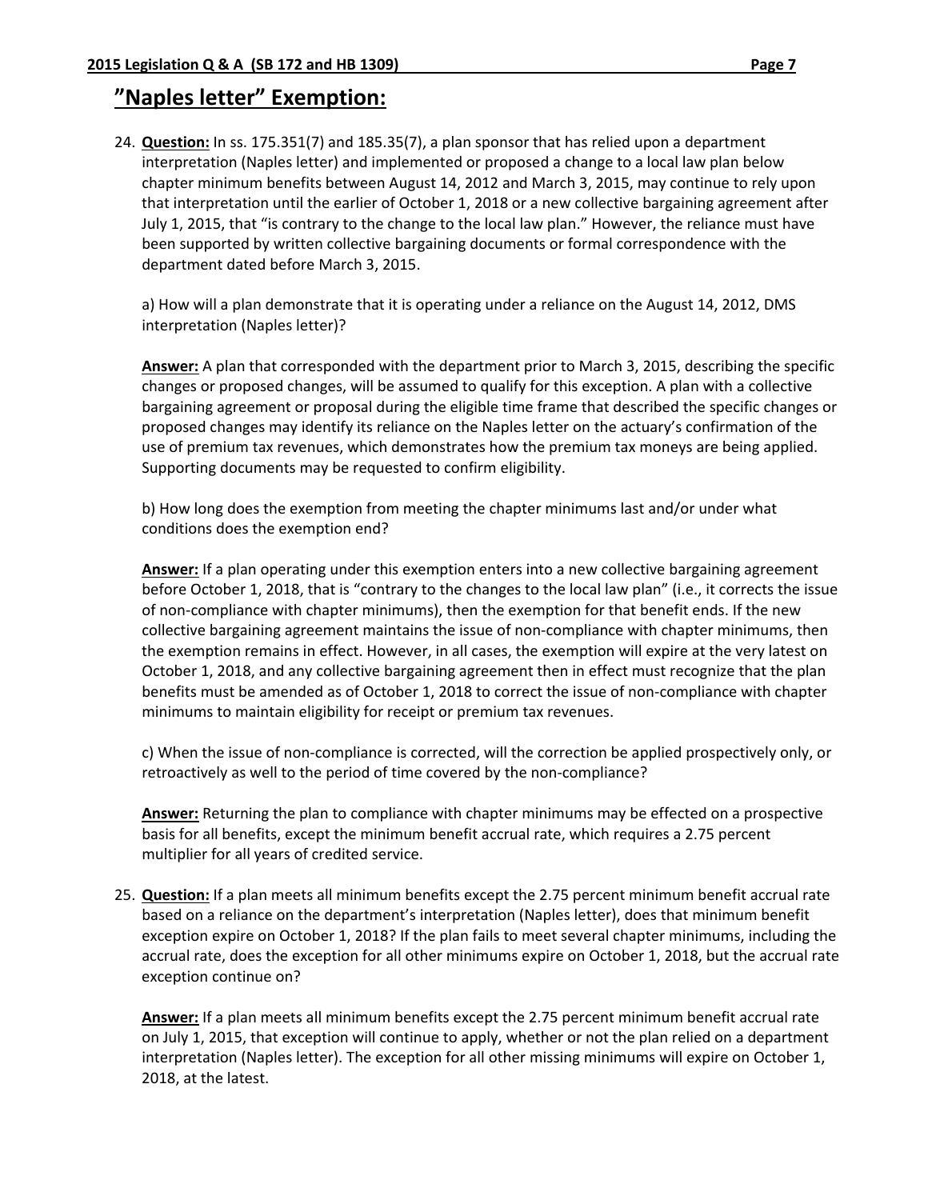## "Naples letter" Exemption:

24. **Question:** In ss. 175.351(7) and 185.35(7), a plan sponsor that has relied upon a department interpretation (Naples letter) and implemented or proposed a change to a local law plan below chapter minimum benefits between August 14, 2012 and March 3, 2015, may continue to rely upon that interpretation until the earlier of October 1, 2018 or a new collective bargaining agreement after July 1, 2015, that "is contrary to the change to the local law plan." However, the reliance must have been supported by written collective bargaining documents or formal correspondence with the department dated before March 3, 2015.

   a) How will a plan demonstrate that it is operating under a reliance on the August 14, 2012, DMS interpretation (Naples letter)?

   **Answer:** A plan that corresponded with the department prior to March 3, 2015, describing the specific changes or proposed changes, will be assumed to qualify for this exception. A plan with a collective bargaining agreement or proposal during the eligible time frame that described the specific changes or proposed changes may identify its reliance on the Naples letter on the actuary's confirmation of the use of premium tax revenues, which demonstrates how the premium tax moneys are being applied. Supporting documents may be requested to confirm eligibility.

   b) How long does the exemption from meeting the chapter minimums last and/or under what conditions does the exemption end?

   **Answer:** If a plan operating under this exemption enters into a new collective bargaining agreement before October 1, 2018, that is "contrary to the changes to the local law plan" (i.e., it corrects the issue of non-compliance with chapter minimums), then the exemption for that benefit ends. If the new collective bargaining agreement maintains the issue of non-compliance with chapter minimums, then the exemption remains in effect. However, in all cases, the exemption will expire at the very latest on October 1, 2018, and any collective bargaining agreement then in effect must recognize that the plan benefits must be amended as of October 1, 2018 to correct the issue of non-compliance with chapter minimums to maintain eligibility for receipt or premium tax revenues.

   c) When the issue of non-compliance is corrected, will the correction be applied prospectively only, or retroactively as well to the period of time covered by the non-compliance?

   **Answer:** Returning the plan to compliance with chapter minimums may be effected on a prospective basis for all benefits, except the minimum benefit accrual rate, which requires a 2.75 percent multiplier for all years of credited service.

25. **Question:** If a plan meets all minimum benefits except the 2.75 percent minimum benefit accrual rate based on a reliance on the department's interpretation (Naples letter), does that minimum benefit exception expire on October 1, 2018? If the plan fails to meet several chapter minimums, including the accrual rate, does the exception for all other minimums expire on October 1, 2018, but the accrual rate exception continue on?

   **Answer:** If a plan meets all minimum benefits except the 2.75 percent minimum benefit accrual rate on July 1, 2015, that exception will continue to apply, whether or not the plan relied on a department interpretation (Naples letter). The exception for all other missing minimums will expire on October 1, 2018, at the latest.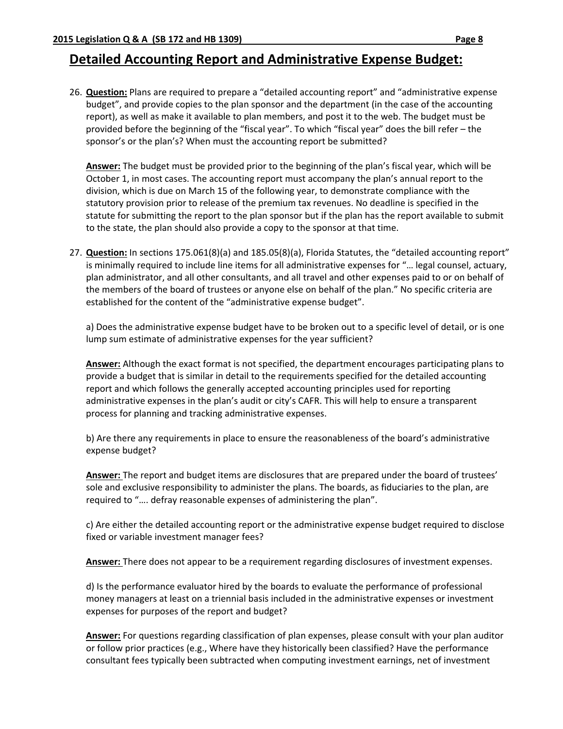## Detailed Accounting Report and Administrative Expense Budget:

26. **Question:** Plans are required to prepare a "detailed accounting report" and "administrative expense budget", and provide copies to the plan sponsor and the department (in the case of the accounting report), as well as make it available to plan members, and post it to the web. The budget must be provided before the beginning of the "fiscal year". To which "fiscal year" does the bill refer – the sponsor's or the plan's? When must the accounting report be submitted?

    **Answer:** The budget must be provided prior to the beginning of the plan's fiscal year, which will be October 1, in most cases. The accounting report must accompany the plan's annual report to the division, which is due on March 15 of the following year, to demonstrate compliance with the statutory provision prior to release of the premium tax revenues. No deadline is specified in the statute for submitting the report to the plan sponsor but if the plan has the report available to submit to the state, the plan should also provide a copy to the sponsor at that time.

27. **Question:** In sections 175.061(8)(a) and 185.05(8)(a), Florida Statutes, the "detailed accounting report" is minimally required to include line items for all administrative expenses for "… legal counsel, actuary, plan administrator, and all other consultants, and all travel and other expenses paid to or on behalf of the members of the board of trustees or anyone else on behalf of the plan." No specific criteria are established for the content of the "administrative expense budget".

    a) Does the administrative expense budget have to be broken out to a specific level of detail, or is one lump sum estimate of administrative expenses for the year sufficient?

    **Answer:** Although the exact format is not specified, the department encourages participating plans to provide a budget that is similar in detail to the requirements specified for the detailed accounting report and which follows the generally accepted accounting principles used for reporting administrative expenses in the plan's audit or city's CAFR. This will help to ensure a transparent process for planning and tracking administrative expenses.

    b) Are there any requirements in place to ensure the reasonableness of the board's administrative expense budget?

    **Answer:** The report and budget items are disclosures that are prepared under the board of trustees' sole and exclusive responsibility to administer the plans. The boards, as fiduciaries to the plan, are required to "…. defray reasonable expenses of administering the plan".

    c) Are either the detailed accounting report or the administrative expense budget required to disclose fixed or variable investment manager fees?

    **Answer:** There does not appear to be a requirement regarding disclosures of investment expenses.

    d) Is the performance evaluator hired by the boards to evaluate the performance of professional money managers at least on a triennial basis included in the administrative expenses or investment expenses for purposes of the report and budget?

    **Answer:** For questions regarding classification of plan expenses, please consult with your plan auditor or follow prior practices (e.g., Where have they historically been classified? Have the performance consultant fees typically been subtracted when computing investment earnings, net of investment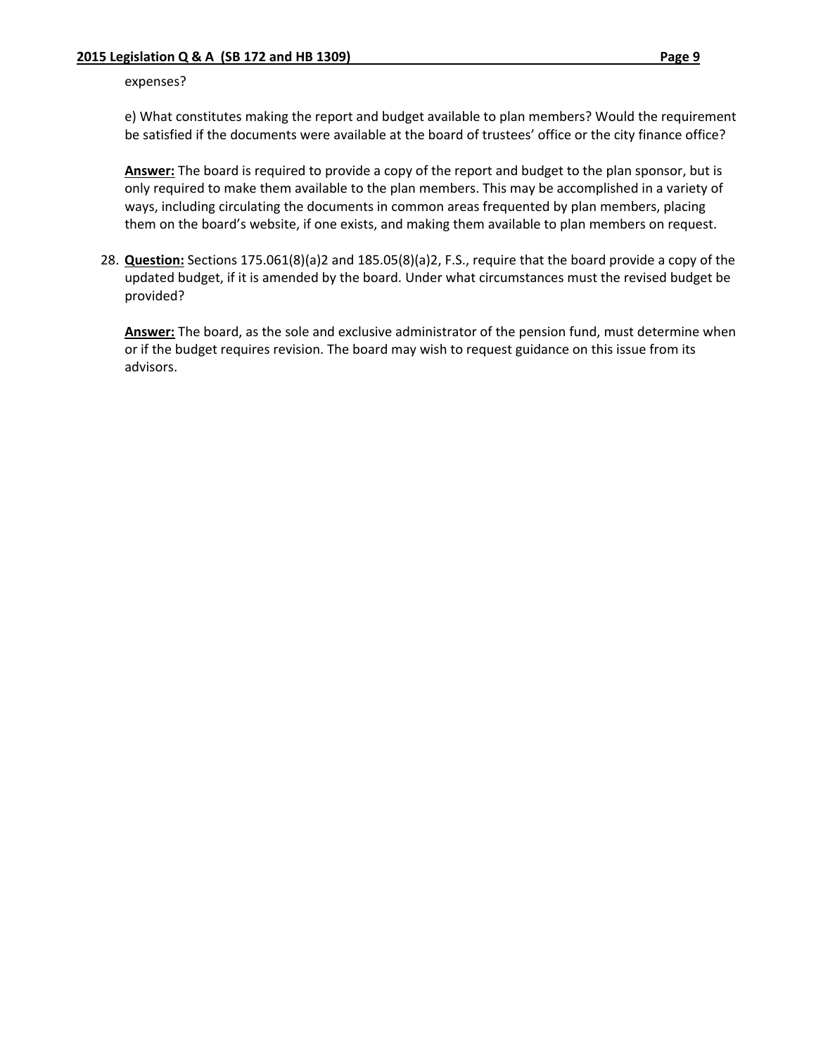expenses?

e) What constitutes making the report and budget available to plan members? Would the requirement be satisfied if the documents were available at the board of trustees' office or the city finance office?

**Answer:** The board is required to provide a copy of the report and budget to the plan sponsor, but is only required to make them available to the plan members. This may be accomplished in a variety of ways, including circulating the documents in common areas frequented by plan members, placing them on the board's website, if one exists, and making them available to plan members on request.

28. **Question:** Sections 175.061(8)(a)2 and 185.05(8)(a)2, F.S., require that the board provide a copy of the updated budget, if it is amended by the board. Under what circumstances must the revised budget be provided?

    **Answer:** The board, as the sole and exclusive administrator of the pension fund, must determine when or if the budget requires revision. The board may wish to request guidance on this issue from its advisors.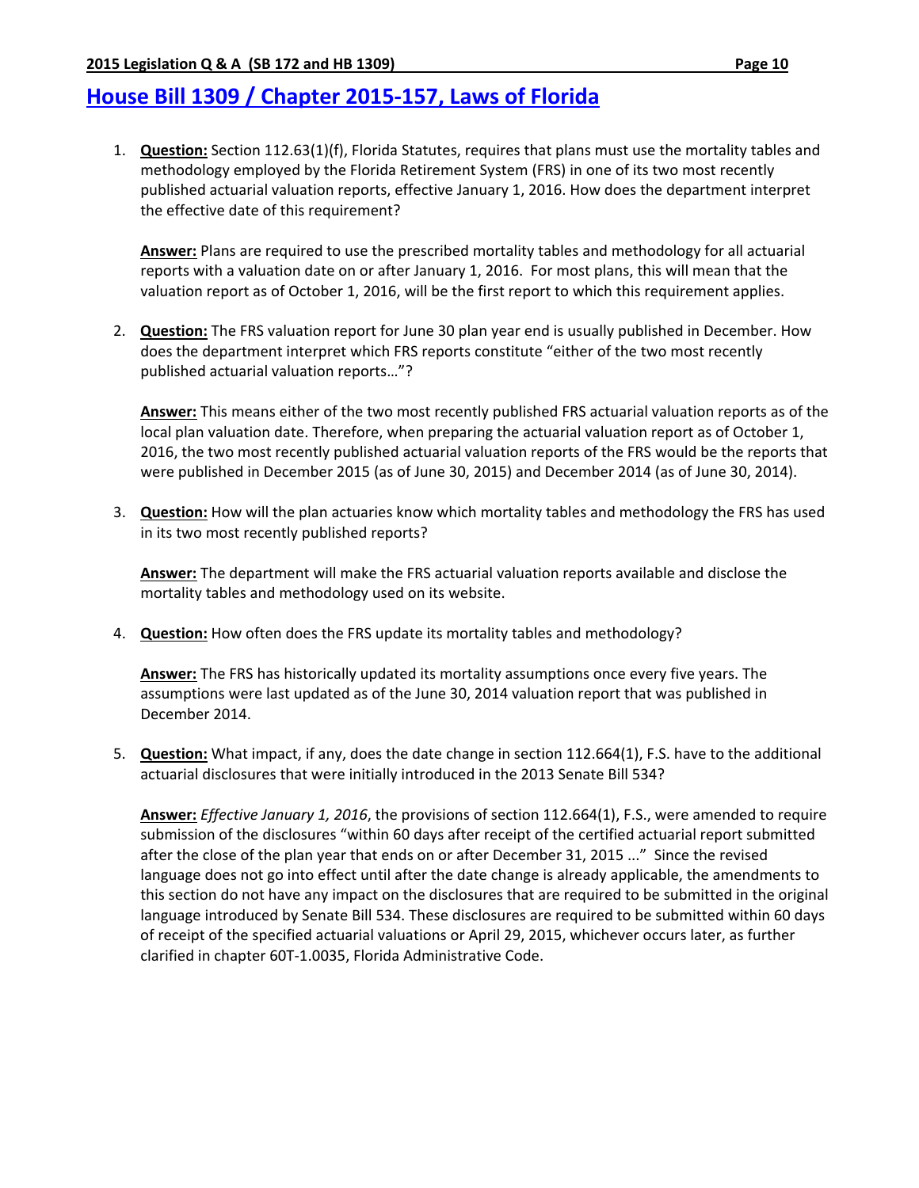# [House Bill 1309 / Chapter 2015-157, Laws of Florida]

1. **Question:** Section 112.63(1)(f), Florida Statutes, requires that plans must use the mortality tables and methodology employed by the Florida Retirement System (FRS) in one of its two most recently published actuarial valuation reports, effective January 1, 2016. How does the department interpret the effective date of this requirement?

   **Answer:** Plans are required to use the prescribed mortality tables and methodology for all actuarial reports with a valuation date on or after January 1, 2016. For most plans, this will mean that the valuation report as of October 1, 2016, will be the first report to which this requirement applies.

2. **Question:** The FRS valuation report for June 30 plan year end is usually published in December. How does the department interpret which FRS reports constitute "either of the two most recently published actuarial valuation reports…"?

   **Answer:** This means either of the two most recently published FRS actuarial valuation reports as of the local plan valuation date. Therefore, when preparing the actuarial valuation report as of October 1, 2016, the two most recently published actuarial valuation reports of the FRS would be the reports that were published in December 2015 (as of June 30, 2015) and December 2014 (as of June 30, 2014).

3. **Question:** How will the plan actuaries know which mortality tables and methodology the FRS has used in its two most recently published reports?

   **Answer:** The department will make the FRS actuarial valuation reports available and disclose the mortality tables and methodology used on its website.

4. **Question:** How often does the FRS update its mortality tables and methodology?

   **Answer:** The FRS has historically updated its mortality assumptions once every five years. The assumptions were last updated as of the June 30, 2014 valuation report that was published in December 2014.

5. **Question:** What impact, if any, does the date change in section 112.664(1), F.S. have to the additional actuarial disclosures that were initially introduced in the 2013 Senate Bill 534?

   **Answer:** *Effective January 1, 2016*, the provisions of section 112.664(1), F.S., were amended to require submission of the disclosures "within 60 days after receipt of the certified actuarial report submitted after the close of the plan year that ends on or after December 31, 2015 ..." Since the revised language does not go into effect until after the date change is already applicable, the amendments to this section do not have any impact on the disclosures that are required to be submitted in the original language introduced by Senate Bill 534. These disclosures are required to be submitted within 60 days of receipt of the specified actuarial valuations or April 29, 2015, whichever occurs later, as further clarified in chapter 60T-1.0035, Florida Administrative Code.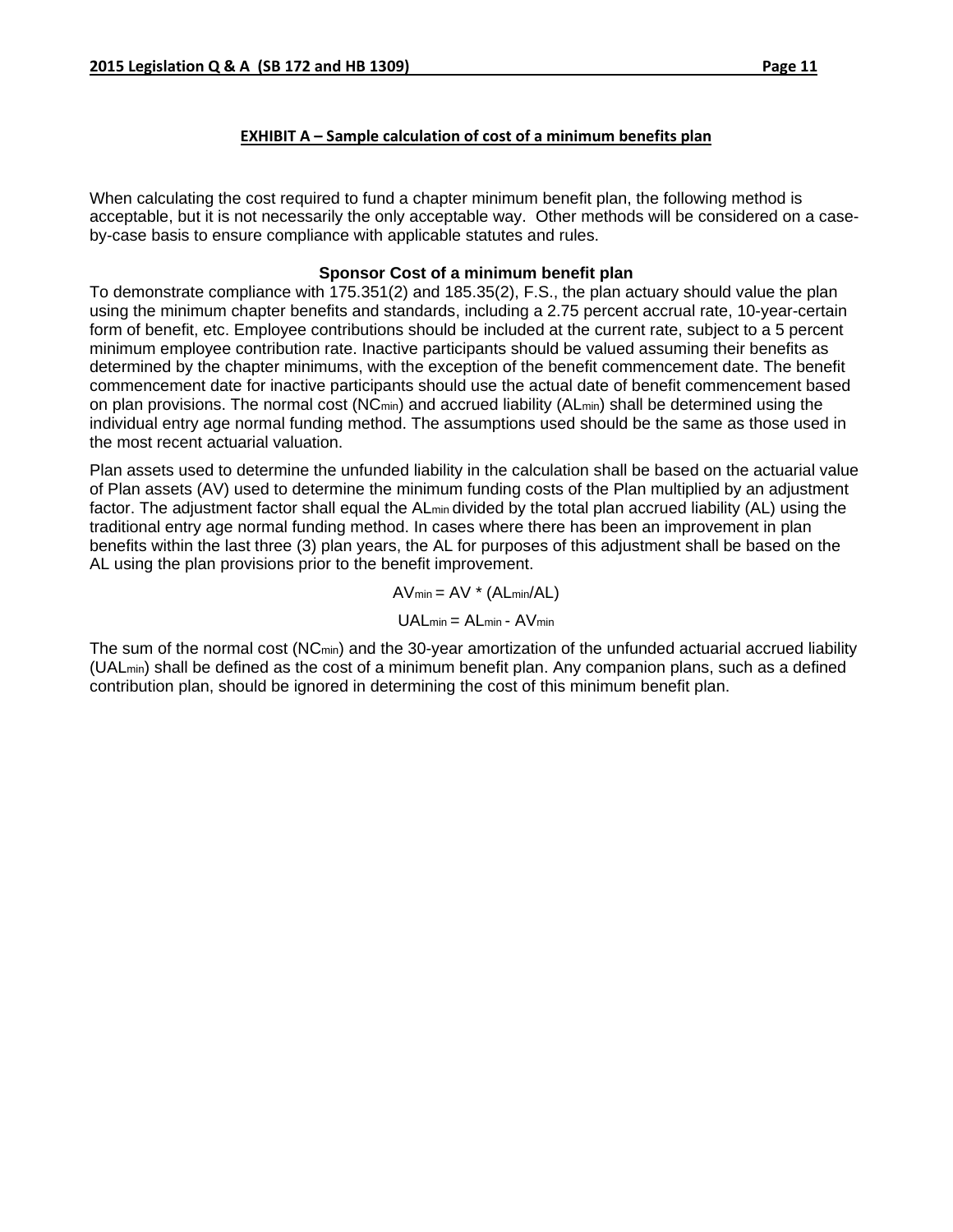## EXHIBIT A – Sample calculation of cost of a minimum benefits plan

When calculating the cost required to fund a chapter minimum benefit plan, the following method is acceptable, but it is not necessarily the only acceptable way. Other methods will be considered on a case-by-case basis to ensure compliance with applicable statutes and rules.

### Sponsor Cost of a minimum benefit plan

To demonstrate compliance with 175.351(2) and 185.35(2), F.S., the plan actuary should value the plan using the minimum chapter benefits and standards, including a 2.75 percent accrual rate, 10-year-certain form of benefit, etc. Employee contributions should be included at the current rate, subject to a 5 percent minimum employee contribution rate. Inactive participants should be valued assuming their benefits as determined by the chapter minimums, with the exception of the benefit commencement date. The benefit commencement date for inactive participants should use the actual date of benefit commencement based on plan provisions. The normal cost ($NC_{min}$) and accrued liability ($AL_{min}$) shall be determined using the individual entry age normal funding method. The assumptions used should be the same as those used in the most recent actuarial valuation.

Plan assets used to determine the unfunded liability in the calculation shall be based on the actuarial value of Plan assets (AV) used to determine the minimum funding costs of the Plan multiplied by an adjustment factor. The adjustment factor shall equal the $AL_{min}$ divided by the total plan accrued liability (AL) using the traditional entry age normal funding method. In cases where there has been an improvement in plan benefits within the last three (3) plan years, the AL for purposes of this adjustment shall be based on the AL using the plan provisions prior to the benefit improvement.

$$AV_{min} = AV * (AL_{min}/AL)$$

$$UAL_{min} = AL_{min} - AV_{min}$$

The sum of the normal cost ($NC_{min}$) and the 30-year amortization of the unfunded actuarial accrued liability ($UAL_{min}$) shall be defined as the cost of a minimum benefit plan. Any companion plans, such as a defined contribution plan, should be ignored in determining the cost of this minimum benefit plan.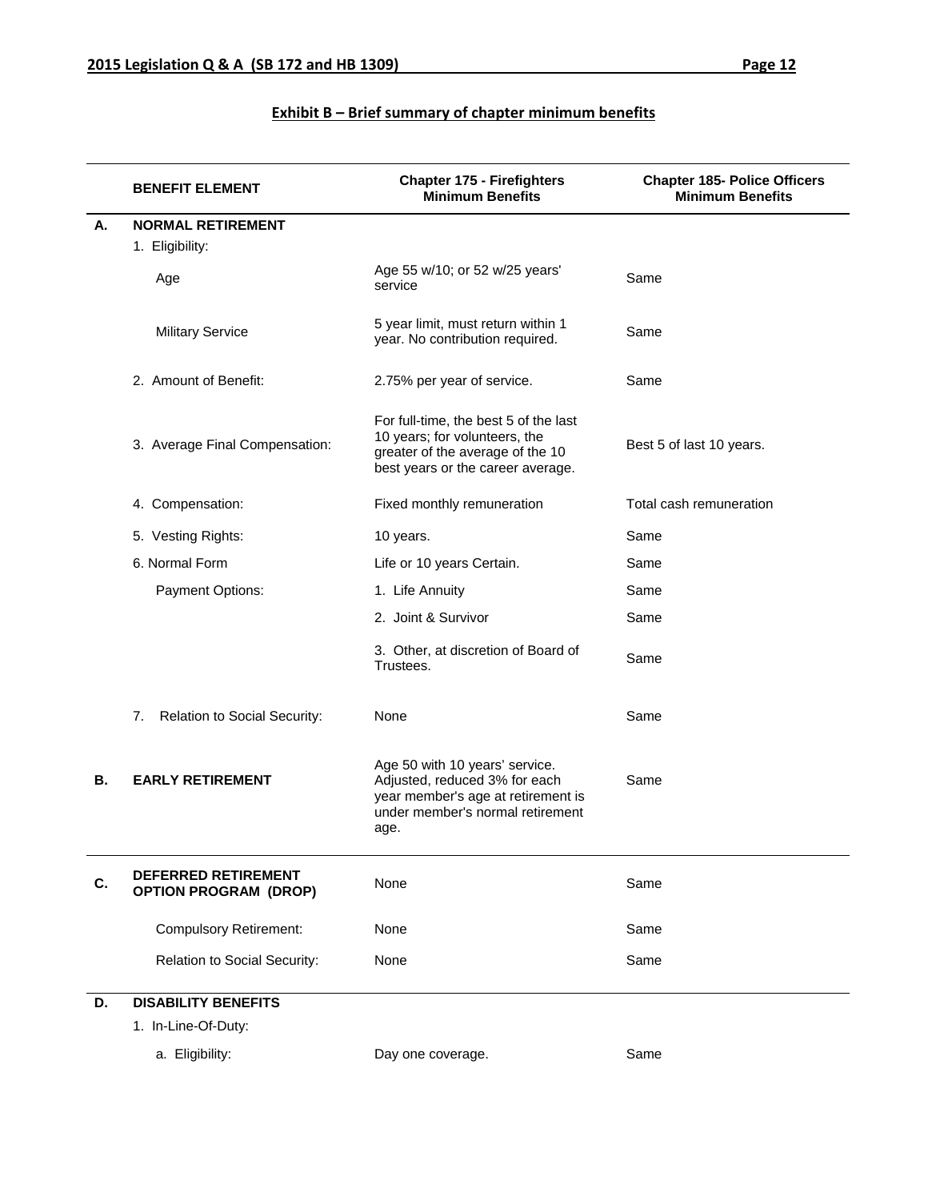## Exhibit B – Brief summary of chapter minimum benefits

| | BENEFIT ELEMENT | Chapter 175 - Firefighters Minimum Benefits | Chapter 185- Police Officers Minimum Benefits |
|---|---|---|---|
| A. | NORMAL RETIREMENT | | |
| | 1. Eligibility: | | |
| | Age | Age 55 w/10; or 52 w/25 years' service | Same |
| | Military Service | 5 year limit, must return within 1 year. No contribution required. | Same |
| | 2. Amount of Benefit: | 2.75% per year of service. | Same |
| | 3. Average Final Compensation: | For full-time, the best 5 of the last 10 years; for volunteers, the greater of the average of the 10 best years or the career average. | Best 5 of last 10 years. |
| | 4. Compensation: | Fixed monthly remuneration | Total cash remuneration |
| | 5. Vesting Rights: | 10 years. | Same |
| | 6. Normal Form | Life or 10 years Certain. | Same |
| | Payment Options: | 1. Life Annuity | Same |
| | | 2. Joint & Survivor | Same |
| | | 3. Other, at discretion of Board of Trustees. | Same |
| | 7. Relation to Social Security: | None | Same |
| B. | EARLY RETIREMENT | Age 50 with 10 years' service. Adjusted, reduced 3% for each year member's age at retirement is under member's normal retirement age. | Same |
| C. | DEFERRED RETIREMENT OPTION PROGRAM (DROP) | None | Same |
| | Compulsory Retirement: | None | Same |
| | Relation to Social Security: | None | Same |
| D. | DISABILITY BENEFITS | | |
| | 1. In-Line-Of-Duty: | | |
| | a. Eligibility: | Day one coverage. | Same |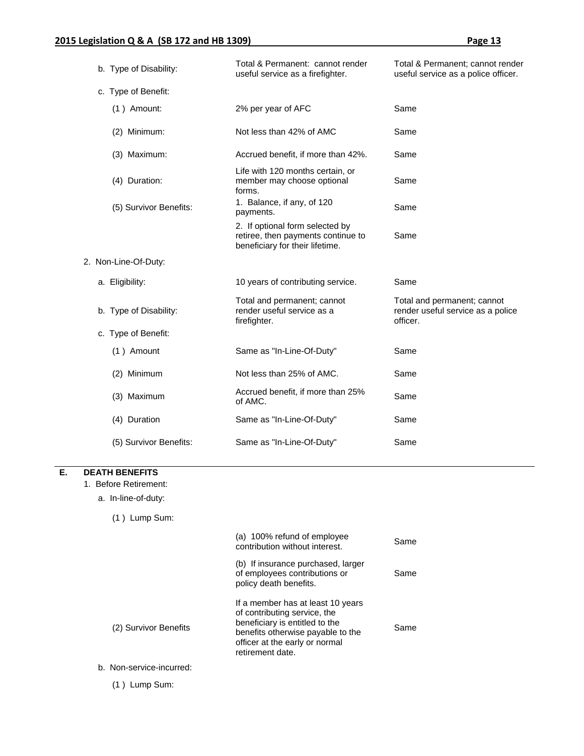| | | |
|---|---|---|
| b. Type of Disability: | Total & Permanent: cannot render useful service as a firefighter. | Total & Permanent; cannot render useful service as a police officer. |
| c. Type of Benefit: | | |
| (1) Amount: | 2% per year of AFC | Same |
| (2) Minimum: | Not less than 42% of AMC | Same |
| (3) Maximum: | Accrued benefit, if more than 42%. | Same |
| (4) Duration: | Life with 120 months certain, or member may choose optional forms. | Same |
| (5) Survivor Benefits: | 1. Balance, if any, of 120 payments. | Same |
| | 2. If optional form selected by retiree, then payments continue to beneficiary for their lifetime. | Same |
| 2. Non-Line-Of-Duty: | | |
| a. Eligibility: | 10 years of contributing service. | Same |
| b. Type of Disability: | Total and permanent; cannot render useful service as a firefighter. | Total and permanent; cannot render useful service as a police officer. |
| c. Type of Benefit: | | |
| (1) Amount | Same as "In-Line-Of-Duty" | Same |
| (2) Minimum | Not less than 25% of AMC. | Same |
| (3) Maximum | Accrued benefit, if more than 25% of AMC. | Same |
| (4) Duration | Same as "In-Line-Of-Duty" | Same |
| (5) Survivor Benefits: | Same as "In-Line-Of-Duty" | Same |

## E. DEATH BENEFITS

| | | |
|---|---|---|
| 1. Before Retirement: | | |
| a. In-line-of-duty: | | |
| (1) Lump Sum: | | |
| | (a) 100% refund of employee contribution without interest. | Same |
| | (b) If insurance purchased, larger of employees contributions or policy death benefits. | Same |
| (2) Survivor Benefits | If a member has at least 10 years of contributing service, the beneficiary is entitled to the benefits otherwise payable to the officer at the early or normal retirement date. | Same |
| b. Non-service-incurred: | | |
| (1) Lump Sum: | | |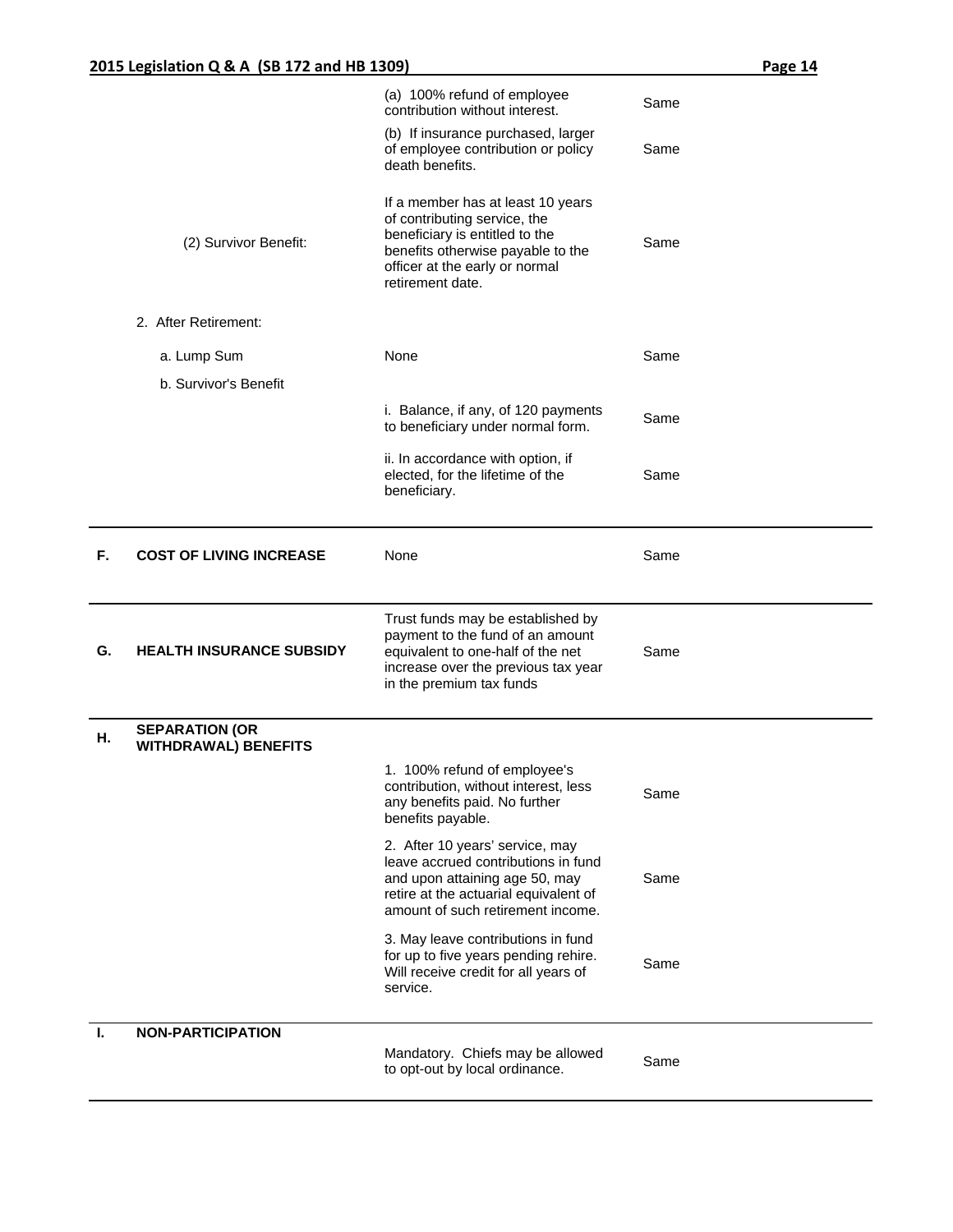| | | | |
|---|---|---|---|
| | | (a) 100% refund of employee contribution without interest. | Same |
| | | (b) If insurance purchased, larger of employee contribution or policy death benefits. | Same |
| | (2) Survivor Benefit: | If a member has at least 10 years of contributing service, the beneficiary is entitled to the benefits otherwise payable to the officer at the early or normal retirement date. | Same |
| | 2. After Retirement: | | |
| | a. Lump Sum | None | Same |
| | b. Survivor's Benefit | | |
| | | i. Balance, if any, of 120 payments to beneficiary under normal form. | Same |
| | | ii. In accordance with option, if elected, for the lifetime of the beneficiary. | Same |
| **F.** | **COST OF LIVING INCREASE** | None | Same |
| **G.** | **HEALTH INSURANCE SUBSIDY** | Trust funds may be established by payment to the fund of an amount equivalent to one-half of the net increase over the previous tax year in the premium tax funds | Same |
| **H.** | **SEPARATION (OR WITHDRAWAL) BENEFITS** | | |
| | | 1. 100% refund of employee's contribution, without interest, less any benefits paid. No further benefits payable. | Same |
| | | 2. After 10 years' service, may leave accrued contributions in fund and upon attaining age 50, may retire at the actuarial equivalent of amount of such retirement income. | Same |
| | | 3. May leave contributions in fund for up to five years pending rehire. Will receive credit for all years of service. | Same |
| **I.** | **NON-PARTICIPATION** | Mandatory. Chiefs may be allowed to opt-out by local ordinance. | Same |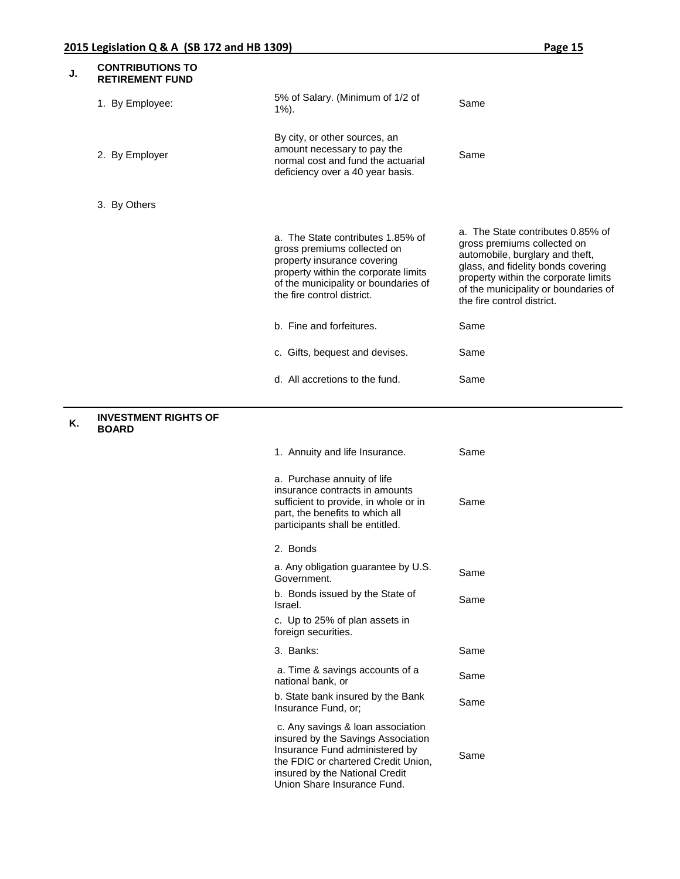| | | | |
|---|---|---|---|
| **J.** | **CONTRIBUTIONS TO RETIREMENT FUND** | | |
| | 1. By Employee: | 5% of Salary. (Minimum of 1/2 of 1%). | Same |
| | 2. By Employer | By city, or other sources, an amount necessary to pay the normal cost and fund the actuarial deficiency over a 40 year basis. | Same |
| | 3. By Others | | |
| | | a. The State contributes 1.85% of gross premiums collected on property insurance covering property within the corporate limits of the municipality or boundaries of the fire control district. | a. The State contributes 0.85% of gross premiums collected on automobile, burglary and theft, glass, and fidelity bonds covering property within the corporate limits of the municipality or boundaries of the fire control district. |
| | | b. Fine and forfeitures. | Same |
| | | c. Gifts, bequest and devises. | Same |
| | | d. All accretions to the fund. | Same |
| **K.** | **INVESTMENT RIGHTS OF BOARD** | | |
| | | 1. Annuity and life Insurance. | Same |
| | | a. Purchase annuity of life insurance contracts in amounts sufficient to provide, in whole or in part, the benefits to which all participants shall be entitled. | Same |
| | | 2. Bonds | |
| | | a. Any obligation guarantee by U.S. Government. | Same |
| | | b. Bonds issued by the State of Israel. | Same |
| | | c. Up to 25% of plan assets in foreign securities. | |
| | | 3. Banks: | Same |
| | | a. Time & savings accounts of a national bank, or | Same |
| | | b. State bank insured by the Bank Insurance Fund, or; | Same |
| | | c. Any savings & loan association insured by the Savings Association Insurance Fund administered by the FDIC or chartered Credit Union, insured by the National Credit Union Share Insurance Fund. | Same |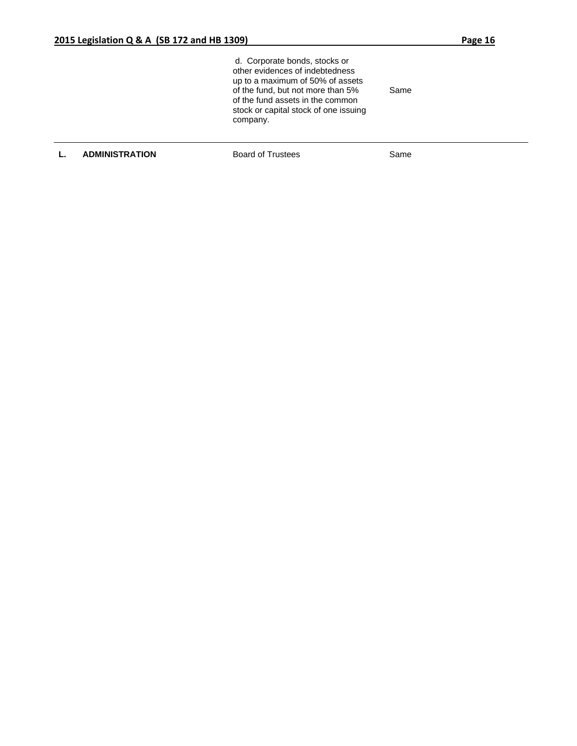| | | | |
|---|---|---|---|
| | | d. Corporate bonds, stocks or other evidences of indebtedness up to a maximum of 50% of assets of the fund, but not more than 5% of the fund assets in the common stock or capital stock of one issuing company. | Same |
| **L.** | **ADMINISTRATION** | Board of Trustees | Same |